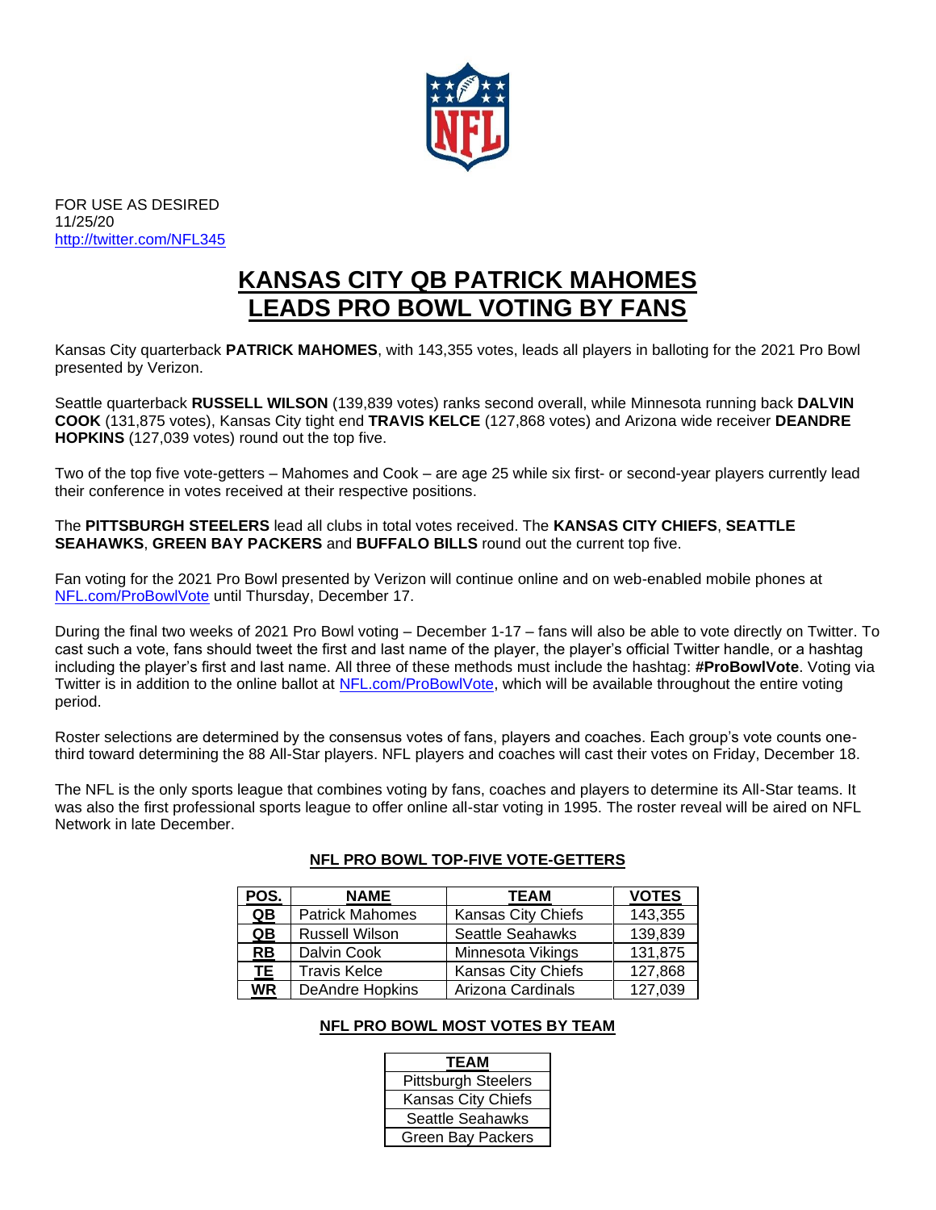FOR USE AS DESIRED
11/25/20
http://twitter.com/NFL345

# KANSAS CITY QB PATRICK MAHOMES LEADS PRO BOWL VOTING BY FANS

Kansas City quarterback **PATRICK MAHOMES**, with 143,355 votes, leads all players in balloting for the 2021 Pro Bowl presented by Verizon.

Seattle quarterback **RUSSELL WILSON** (139,839 votes) ranks second overall, while Minnesota running back **DALVIN COOK** (131,875 votes), Kansas City tight end **TRAVIS KELCE** (127,868 votes) and Arizona wide receiver **DEANDRE HOPKINS** (127,039 votes) round out the top five.

Two of the top five vote-getters – Mahomes and Cook – are age 25 while six first- or second-year players currently lead their conference in votes received at their respective positions.

The **PITTSBURGH STEELERS** lead all clubs in total votes received. The **KANSAS CITY CHIEFS**, **SEATTLE SEAHAWKS**, **GREEN BAY PACKERS** and **BUFFALO BILLS** round out the current top five.

Fan voting for the 2021 Pro Bowl presented by Verizon will continue online and on web-enabled mobile phones at NFL.com/ProBowlVote until Thursday, December 17.

During the final two weeks of 2021 Pro Bowl voting – December 1-17 – fans will also be able to vote directly on Twitter. To cast such a vote, fans should tweet the first and last name of the player, the player's official Twitter handle, or a hashtag including the player's first and last name. All three of these methods must include the hashtag: **#ProBowlVote**. Voting via Twitter is in addition to the online ballot at NFL.com/ProBowlVote, which will be available throughout the entire voting period.

Roster selections are determined by the consensus votes of fans, players and coaches. Each group's vote counts one-third toward determining the 88 All-Star players. NFL players and coaches will cast their votes on Friday, December 18.

The NFL is the only sports league that combines voting by fans, coaches and players to determine its All-Star teams. It was also the first professional sports league to offer online all-star voting in 1995. The roster reveal will be aired on NFL Network in late December.

## NFL PRO BOWL TOP-FIVE VOTE-GETTERS

| POS. | NAME | TEAM | VOTES |
|---|---|---|---|
| QB | Patrick Mahomes | Kansas City Chiefs | 143,355 |
| QB | Russell Wilson | Seattle Seahawks | 139,839 |
| RB | Dalvin Cook | Minnesota Vikings | 131,875 |
| TE | Travis Kelce | Kansas City Chiefs | 127,868 |
| WR | DeAndre Hopkins | Arizona Cardinals | 127,039 |

## NFL PRO BOWL MOST VOTES BY TEAM

| TEAM |
|---|
| Pittsburgh Steelers |
| Kansas City Chiefs |
| Seattle Seahawks |
| Green Bay Packers |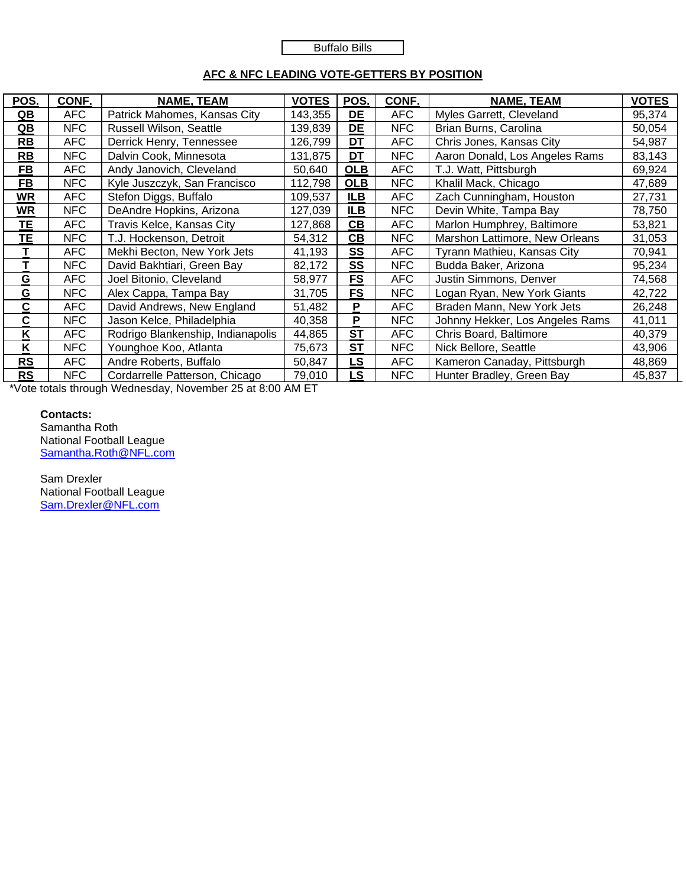Buffalo Bills

**AFC & NFC LEADING VOTE-GETTERS BY POSITION**

| POS. | CONF. | NAME, TEAM | VOTES | POS. | CONF. | NAME, TEAM | VOTES |
|---|---|---|---|---|---|---|---|
| QB | AFC | Patrick Mahomes, Kansas City | 143,355 | DE | AFC | Myles Garrett, Cleveland | 95,374 |
| QB | NFC | Russell Wilson, Seattle | 139,839 | DE | NFC | Brian Burns, Carolina | 50,054 |
| RB | AFC | Derrick Henry, Tennessee | 126,799 | DT | AFC | Chris Jones, Kansas City | 54,987 |
| RB | NFC | Dalvin Cook, Minnesota | 131,875 | DT | NFC | Aaron Donald, Los Angeles Rams | 83,143 |
| FB | AFC | Andy Janovich, Cleveland | 50,640 | OLB | AFC | T.J. Watt, Pittsburgh | 69,924 |
| FB | NFC | Kyle Juszczyk, San Francisco | 112,798 | OLB | NFC | Khalil Mack, Chicago | 47,689 |
| WR | AFC | Stefon Diggs, Buffalo | 109,537 | ILB | AFC | Zach Cunningham, Houston | 27,731 |
| WR | NFC | DeAndre Hopkins, Arizona | 127,039 | ILB | NFC | Devin White, Tampa Bay | 78,750 |
| TE | AFC | Travis Kelce, Kansas City | 127,868 | CB | AFC | Marlon Humphrey, Baltimore | 53,821 |
| TE | NFC | T.J. Hockenson, Detroit | 54,312 | CB | NFC | Marshon Lattimore, New Orleans | 31,053 |
| T | AFC | Mekhi Becton, New York Jets | 41,193 | SS | AFC | Tyrann Mathieu, Kansas City | 70,941 |
| T | NFC | David Bakhtiari, Green Bay | 82,172 | SS | NFC | Budda Baker, Arizona | 95,234 |
| G | AFC | Joel Bitonio, Cleveland | 58,977 | FS | AFC | Justin Simmons, Denver | 74,568 |
| G | NFC | Alex Cappa, Tampa Bay | 31,705 | FS | NFC | Logan Ryan, New York Giants | 42,722 |
| C | AFC | David Andrews, New England | 51,482 | P | AFC | Braden Mann, New York Jets | 26,248 |
| C | NFC | Jason Kelce, Philadelphia | 40,358 | P | NFC | Johnny Hekker, Los Angeles Rams | 41,011 |
| K | AFC | Rodrigo Blankenship, Indianapolis | 44,865 | ST | AFC | Chris Board, Baltimore | 40,379 |
| K | NFC | Younghoe Koo, Atlanta | 75,673 | ST | NFC | Nick Bellore, Seattle | 43,906 |
| RS | AFC | Andre Roberts, Buffalo | 50,847 | LS | AFC | Kameron Canaday, Pittsburgh | 48,869 |
| RS | NFC | Cordarrelle Patterson, Chicago | 79,010 | LS | NFC | Hunter Bradley, Green Bay | 45,837 |

*Vote totals through Wednesday, November 25 at 8:00 AM ET

**Contacts:**
Samantha Roth
National Football League
Samantha.Roth@NFL.com

Sam Drexler
National Football League
Sam.Drexler@NFL.com